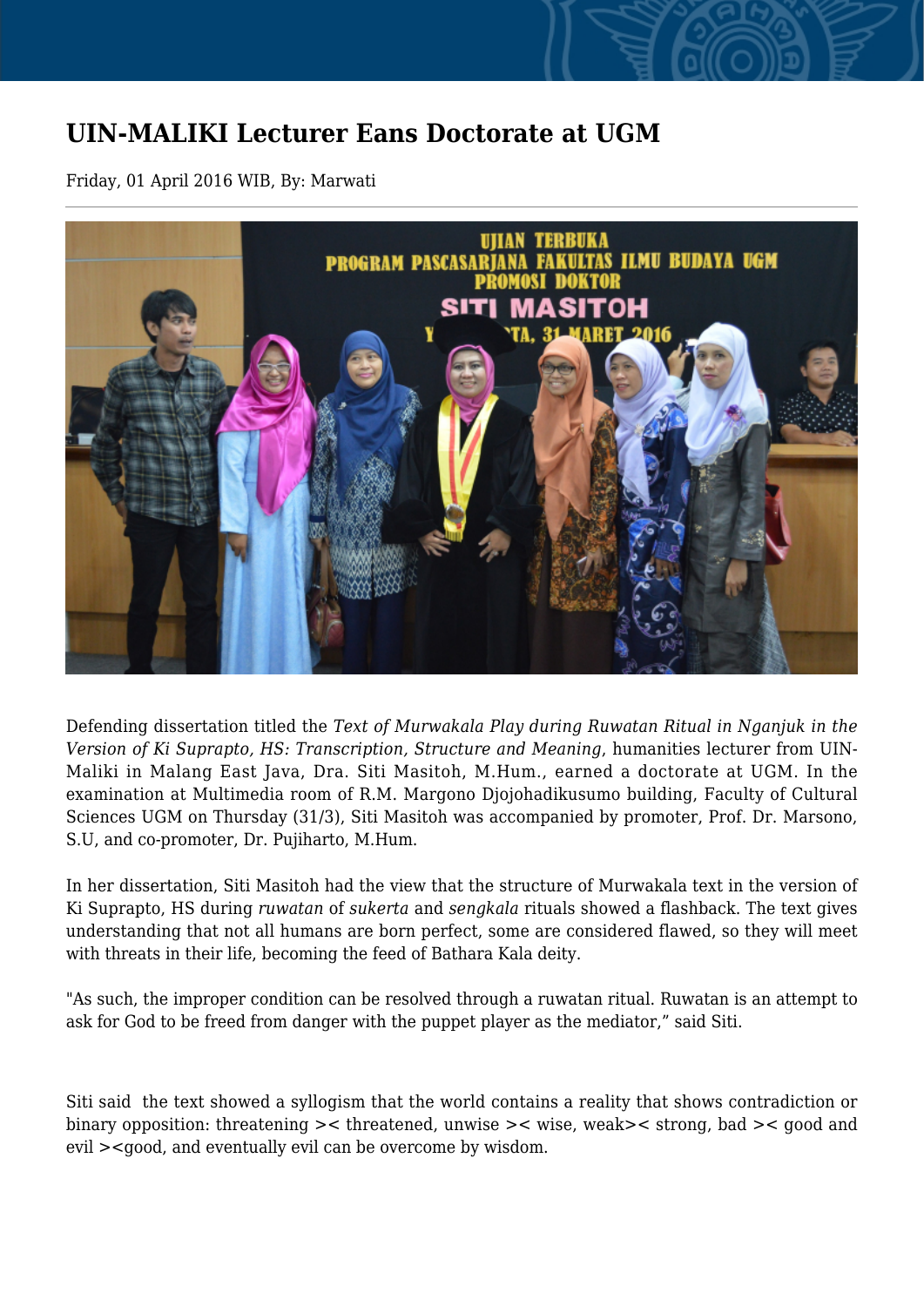# UIN-MALIKI Lecturer Eans Doctorate at UGM

Friday, 01 April 2016 WIB, By: Marwati

Defending dissertation titled the *Text of Murwakala Play during Ruwatan Ritual in Nganjuk in the Version of Ki Suprapto, HS: Transcription, Structure and Meaning*, humanities lecturer from UIN-Maliki in Malang East Java, Dra. Siti Masitoh, M.Hum., earned a doctorate at UGM. In the examination at Multimedia room of R.M. Margono Djojohadikusumo building, Faculty of Cultural Sciences UGM on Thursday (31/3), Siti Masitoh was accompanied by promoter, Prof. Dr. Marsono, S.U, and co-promoter, Dr. Pujiharto, M.Hum.

In her dissertation, Siti Masitoh had the view that the structure of Murwakala text in the version of Ki Suprapto, HS during *ruwatan* of *sukerta* and *sengkala* rituals showed a flashback. The text gives understanding that not all humans are born perfect, some are considered flawed, so they will meet with threats in their life, becoming the feed of Bathara Kala deity.

"As such, the improper condition can be resolved through a ruwatan ritual. Ruwatan is an attempt to ask for God to be freed from danger with the puppet player as the mediator," said Siti.

Siti said the text showed a syllogism that the world contains a reality that shows contradiction or binary opposition: threatening >< threatened, unwise >< wise, weak>< strong, bad >< good and evil ><good, and eventually evil can be overcome by wisdom.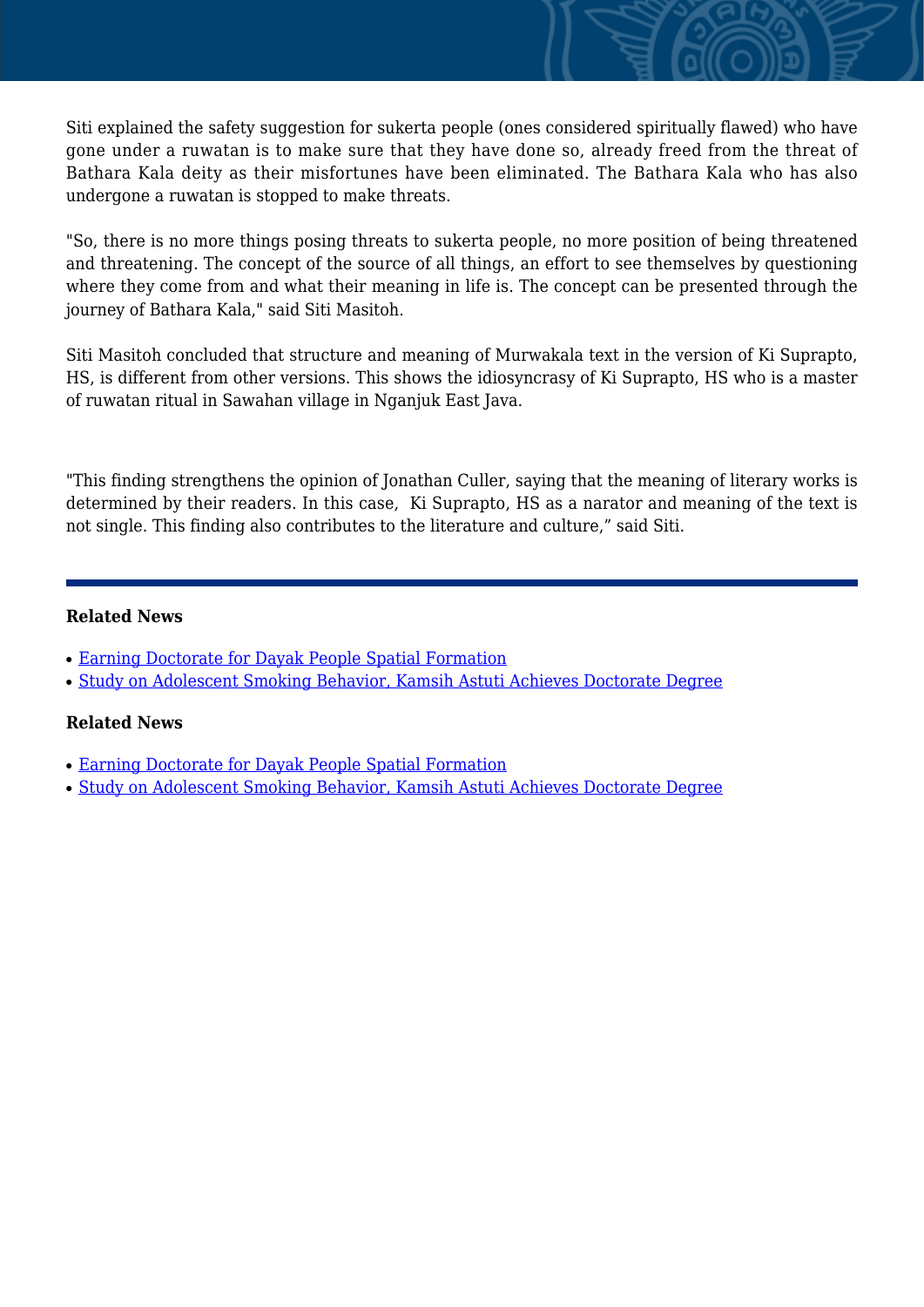Siti explained the safety suggestion for sukerta people (ones considered spiritually flawed) who have gone under a ruwatan is to make sure that they have done so, already freed from the threat of Bathara Kala deity as their misfortunes have been eliminated. The Bathara Kala who has also undergone a ruwatan is stopped to make threats.

"So, there is no more things posing threats to sukerta people, no more position of being threatened and threatening. The concept of the source of all things, an effort to see themselves by questioning where they come from and what their meaning in life is. The concept can be presented through the journey of Bathara Kala," said Siti Masitoh.

Siti Masitoh concluded that structure and meaning of Murwakala text in the version of Ki Suprapto, HS, is different from other versions. This shows the idiosyncrasy of Ki Suprapto, HS who is a master of ruwatan ritual in Sawahan village in Nganjuk East Java.

"This finding strengthens the opinion of Jonathan Culler, saying that the meaning of literary works is determined by their readers. In this case,  Ki Suprapto, HS as a narator and meaning of the text is not single. This finding also contributes to the literature and culture," said Siti.

---

**Related News**

- Earning Doctorate for Dayak People Spatial Formation
- Study on Adolescent Smoking Behavior, Kamsih Astuti Achieves Doctorate Degree

**Related News**

- Earning Doctorate for Dayak People Spatial Formation
- Study on Adolescent Smoking Behavior, Kamsih Astuti Achieves Doctorate Degree